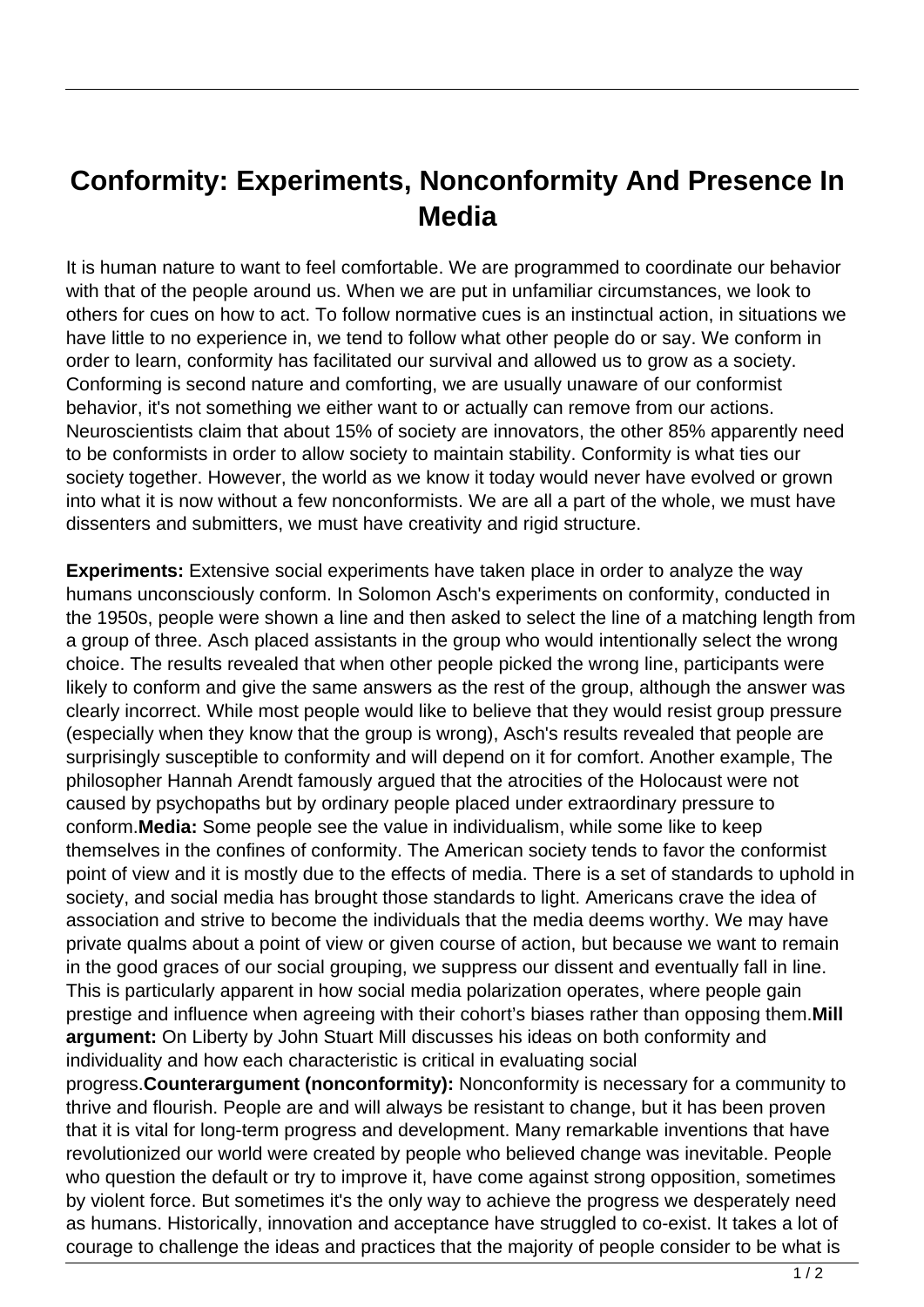# Conformity: Experiments, Nonconformity And Presence In Media

It is human nature to want to feel comfortable. We are programmed to coordinate our behavior with that of the people around us. When we are put in unfamiliar circumstances, we look to others for cues on how to act. To follow normative cues is an instinctual action, in situations we have little to no experience in, we tend to follow what other people do or say. We conform in order to learn, conformity has facilitated our survival and allowed us to grow as a society. Conforming is second nature and comforting, we are usually unaware of our conformist behavior, it's not something we either want to or actually can remove from our actions. Neuroscientists claim that about 15% of society are innovators, the other 85% apparently need to be conformists in order to allow society to maintain stability. Conformity is what ties our society together. However, the world as we know it today would never have evolved or grown into what it is now without a few nonconformists. We are all a part of the whole, we must have dissenters and submitters, we must have creativity and rigid structure.

**Experiments:** Extensive social experiments have taken place in order to analyze the way humans unconsciously conform. In Solomon Asch's experiments on conformity, conducted in the 1950s, people were shown a line and then asked to select the line of a matching length from a group of three. Asch placed assistants in the group who would intentionally select the wrong choice. The results revealed that when other people picked the wrong line, participants were likely to conform and give the same answers as the rest of the group, although the answer was clearly incorrect. While most people would like to believe that they would resist group pressure (especially when they know that the group is wrong), Asch's results revealed that people are surprisingly susceptible to conformity and will depend on it for comfort. Another example, The philosopher Hannah Arendt famously argued that the atrocities of the Holocaust were not caused by psychopaths but by ordinary people placed under extraordinary pressure to conform.**Media:** Some people see the value in individualism, while some like to keep themselves in the confines of conformity. The American society tends to favor the conformist point of view and it is mostly due to the effects of media. There is a set of standards to uphold in society, and social media has brought those standards to light. Americans crave the idea of association and strive to become the individuals that the media deems worthy. We may have private qualms about a point of view or given course of action, but because we want to remain in the good graces of our social grouping, we suppress our dissent and eventually fall in line. This is particularly apparent in how social media polarization operates, where people gain prestige and influence when agreeing with their cohort's biases rather than opposing them.**Mill argument:** On Liberty by John Stuart Mill discusses his ideas on both conformity and individuality and how each characteristic is critical in evaluating social progress.**Counterargument (nonconformity):** Nonconformity is necessary for a community to thrive and flourish. People are and will always be resistant to change, but it has been proven that it is vital for long-term progress and development. Many remarkable inventions that have revolutionized our world were created by people who believed change was inevitable. People who question the default or try to improve it, have come against strong opposition, sometimes by violent force. But sometimes it's the only way to achieve the progress we desperately need as humans. Historically, innovation and acceptance have struggled to co-exist. It takes a lot of courage to challenge the ideas and practices that the majority of people consider to be what is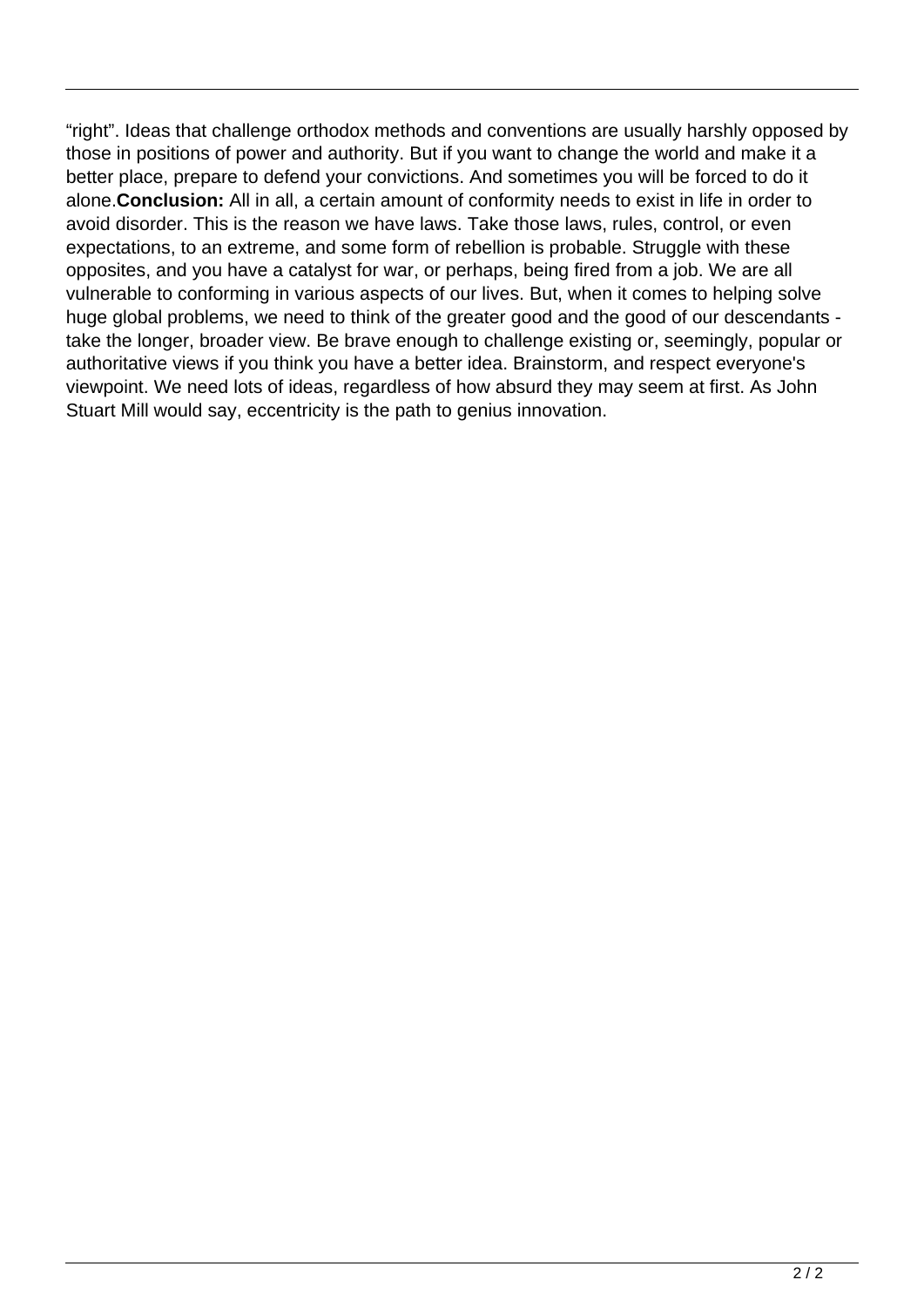"right". Ideas that challenge orthodox methods and conventions are usually harshly opposed by those in positions of power and authority. But if you want to change the world and make it a better place, prepare to defend your convictions. And sometimes you will be forced to do it alone.**Conclusion:** All in all, a certain amount of conformity needs to exist in life in order to avoid disorder. This is the reason we have laws. Take those laws, rules, control, or even expectations, to an extreme, and some form of rebellion is probable. Struggle with these opposites, and you have a catalyst for war, or perhaps, being fired from a job. We are all vulnerable to conforming in various aspects of our lives. But, when it comes to helping solve huge global problems, we need to think of the greater good and the good of our descendants - take the longer, broader view. Be brave enough to challenge existing or, seemingly, popular or authoritative views if you think you have a better idea. Brainstorm, and respect everyone's viewpoint. We need lots of ideas, regardless of how absurd they may seem at first. As John Stuart Mill would say, eccentricity is the path to genius innovation.